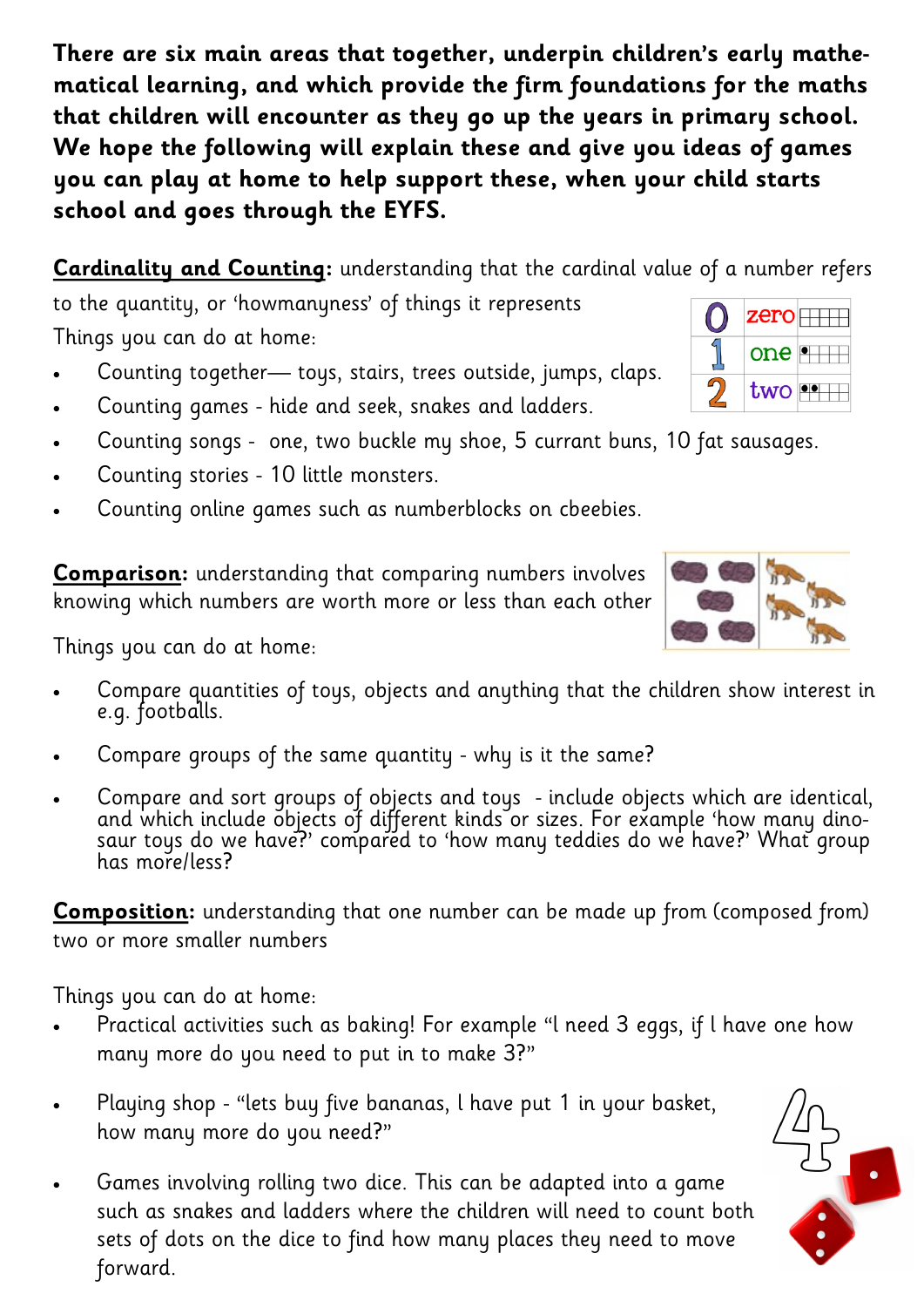**There are six main areas that together, underpin children's early mathematical learning, and which provide the firm foundations for the maths that children will encounter as they go up the years in primary school. We hope the following will explain these and give you ideas of games you can play at home to help support these, when your child starts school and goes through the EYFS.**

**Cardinality and Counting:** understanding that the cardinal value of a number refers to the quantity, or 'howmanyness' of things it represents

Things you can do at home:

- Counting together— toys, stairs, trees outside, jumps, claps.
- Counting games - hide and seek, snakes and ladders.
- Counting songs - one, two buckle my shoe, 5 currant buns, 10 fat sausages.
- Counting stories - 10 little monsters.
- Counting online games such as numberblocks on cbeebies.

**Comparison:** understanding that comparing numbers involves knowing which numbers are worth more or less than each other

Things you can do at home:

- Compare quantities of toys, objects and anything that the children show interest in e.g. footballs.
- Compare groups of the same quantity - why is it the same?
- Compare and sort groups of objects and toys - include objects which are identical, and which include objects of different kinds or sizes. For example 'how many dinosaur toys do we have?' compared to 'how many teddies do we have?' What group has more/less?

**Composition:** understanding that one number can be made up from (composed from) two or more smaller numbers

Things you can do at home:

- Practical activities such as baking! For example "I need 3 eggs, if I have one how many more do you need to put in to make 3?"
- Playing shop - "lets buy five bananas, I have put 1 in your basket, how many more do you need?"
- Games involving rolling two dice. This can be adapted into a game such as snakes and ladders where the children will need to count both sets of dots on the dice to find how many places they need to move forward.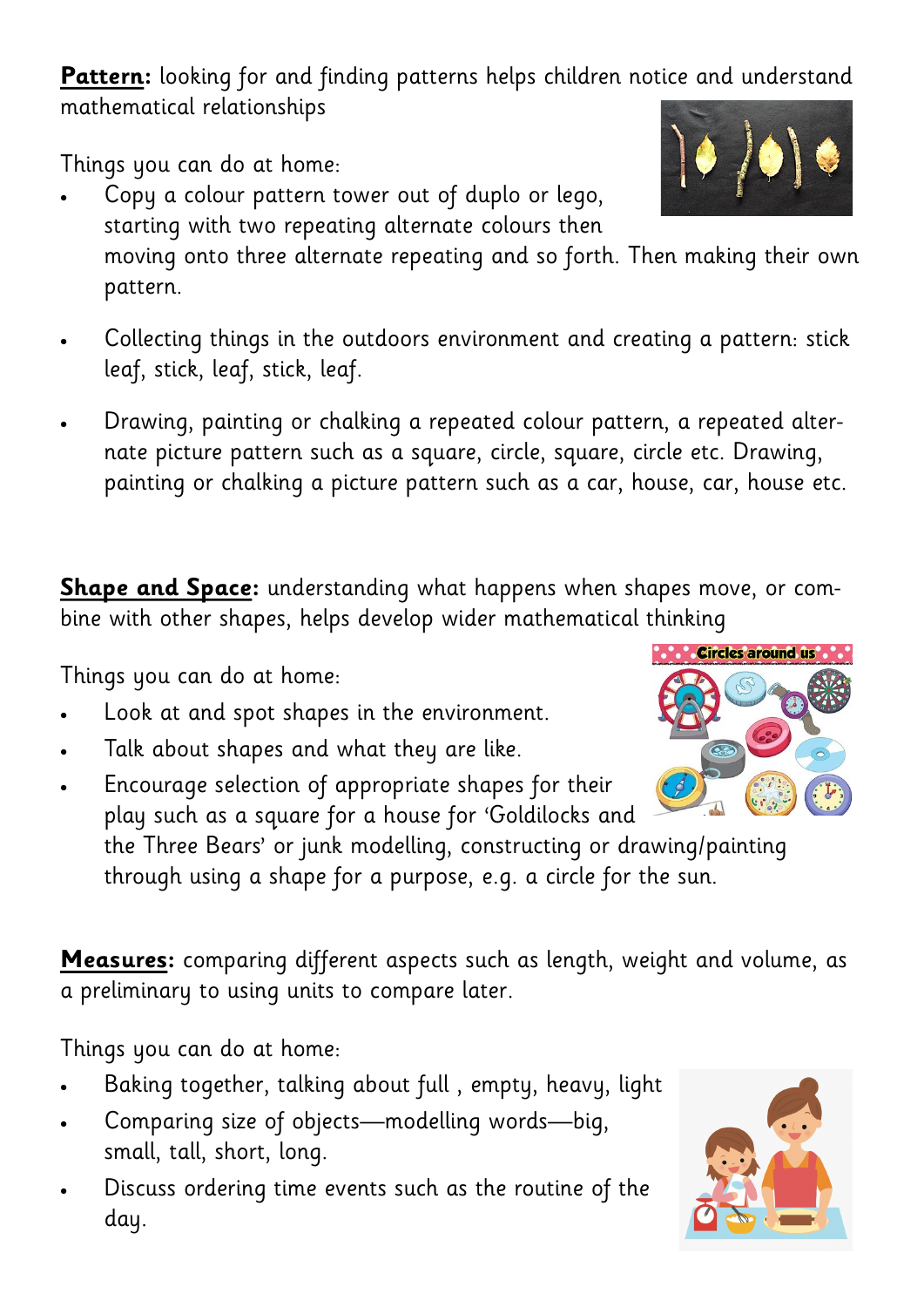**<u>Pattern</u>:** looking for and finding patterns helps children notice and understand mathematical relationships

Things you can do at home:

- Copy a colour pattern tower out of duplo or lego, starting with two repeating alternate colours then moving onto three alternate repeating and so forth. Then making their own pattern.
- Collecting things in the outdoors environment and creating a pattern: stick leaf, stick, leaf, stick, leaf.
- Drawing, painting or chalking a repeated colour pattern, a repeated alternate picture pattern such as a square, circle, square, circle etc. Drawing, painting or chalking a picture pattern such as a car, house, car, house etc.

**<u>Shape and Space</u>:** understanding what happens when shapes move, or combine with other shapes, helps develop wider mathematical thinking

Things you can do at home:

- Look at and spot shapes in the environment.
- Talk about shapes and what they are like.
- Encourage selection of appropriate shapes for their play such as a square for a house for 'Goldilocks and the Three Bears' or junk modelling, constructing or drawing/painting through using a shape for a purpose, e.g. a circle for the sun.

**<u>Measures</u>:** comparing different aspects such as length, weight and volume, as a preliminary to using units to compare later.

Things you can do at home:

- Baking together, talking about full , empty, heavy, light
- Comparing size of objects—modelling words—big, small, tall, short, long.
- Discuss ordering time events such as the routine of the day.